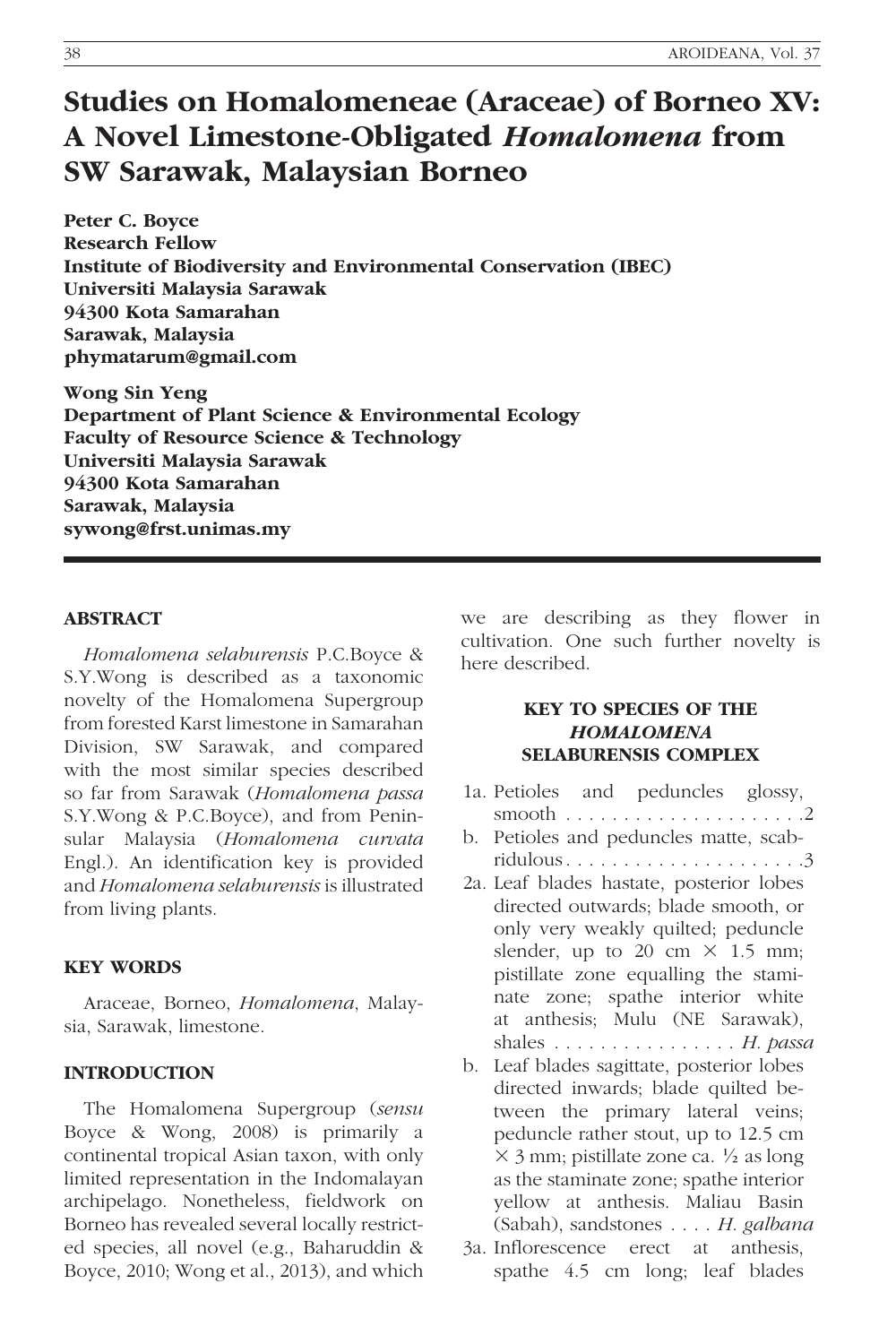# Studies on Homalomeneae (Araceae) of Borneo XV: A Novel Limestone-Obligated *Homalomena* from SW Sarawak, Malaysian Borneo

**Peter C. Boyce**
**Research Fellow**
**Institute of Biodiversity and Environmental Conservation (IBEC)**
**Universiti Malaysia Sarawak**
**94300 Kota Samarahan**
**Sarawak, Malaysia**
**phymatarum@gmail.com**

**Wong Sin Yeng**
**Department of Plant Science & Environmental Ecology**
**Faculty of Resource Science & Technology**
**Universiti Malaysia Sarawak**
**94300 Kota Samarahan**
**Sarawak, Malaysia**
**sywong@frst.unimas.my**

## ABSTRACT

*Homalomena selaburensis* P.C.Boyce & S.Y.Wong is described as a taxonomic novelty of the Homalomena Supergroup from forested Karst limestone in Samarahan Division, SW Sarawak, and compared with the most similar species described so far from Sarawak (*Homalomena passa* S.Y.Wong & P.C.Boyce), and from Peninsular Malaysia (*Homalomena curvata* Engl.). An identification key is provided and *Homalomena selaburensis* is illustrated from living plants.

## KEY WORDS

Araceae, Borneo, *Homalomena*, Malaysia, Sarawak, limestone.

## INTRODUCTION

The Homalomena Supergroup (*sensu* Boyce & Wong, 2008) is primarily a continental tropical Asian taxon, with only limited representation in the Indomalayan archipelago. Nonetheless, fieldwork on Borneo has revealed several locally restricted species, all novel (e.g., Baharuddin & Boyce, 2010; Wong et al., 2013), and which we are describing as they flower in cultivation. One such further novelty is here described.

### KEY TO SPECIES OF THE *HOMALOMENA* SELABURENSIS COMPLEX

1a. Petioles and peduncles glossy, smooth . . . . . . . . . . . . . . . . . . . . . 2

b. Petioles and peduncles matte, scabridulous . . . . . . . . . . . . . . . . . . . . . 3

2a. Leaf blades hastate, posterior lobes directed outwards; blade smooth, or only very weakly quilted; peduncle slender, up to 20 cm × 1.5 mm; pistillate zone equalling the staminate zone; spathe interior white at anthesis; Mulu (NE Sarawak), shales . . . . . . . . . . . . . . . . *H. passa*

b. Leaf blades sagittate, posterior lobes directed inwards; blade quilted between the primary lateral veins; peduncle rather stout, up to 12.5 cm × 3 mm; pistillate zone ca. ½ as long as the staminate zone; spathe interior yellow at anthesis. Maliau Basin (Sabah), sandstones . . . . *H. galbana*

3a. Inflorescence erect at anthesis, spathe 4.5 cm long; leaf blades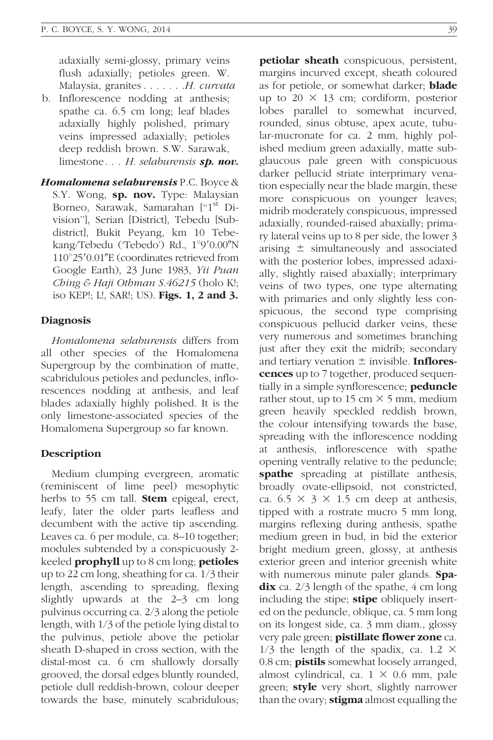adaxially semi-glossy, primary veins flush adaxially; petioles green. W. Malaysia, granites . . . . . . .*H. curvata*

b. Inflorescence nodding at anthesis; spathe ca. 6.5 cm long; leaf blades adaxially highly polished, primary veins impressed adaxially; petioles deep reddish brown. S.W. Sarawak, limestone . . . *H. selaburensis* ***sp. nov.***

***Homalomena selaburensis*** P.C. Boyce & S.Y. Wong, **sp. nov.** Type: Malaysian Borneo, Sarawak, Samarahan ["1st Division"], Serian [District], Tebedu [Subdistrict], Bukit Peyang, km 10 Tebekang/Tebedu ('Tebedo') Rd., 1°9′0.00″N 110°25′0.01″E (coordinates retrieved from Google Earth), 23 June 1983, *Yii Puan Ching & Haji Othman S.46215* (holo K!; iso KEP!; L!, SAR!; US). **Figs. 1, 2 and 3.**

## Diagnosis

*Homalomena selaburensis* differs from all other species of the Homalomena Supergroup by the combination of matte, scabridulous petioles and peduncles, inflorescences nodding at anthesis, and leaf blades adaxially highly polished. It is the only limestone-associated species of the Homalomena Supergroup so far known.

## Description

Medium clumping evergreen, aromatic (reminiscent of lime peel) mesophytic herbs to 55 cm tall. **Stem** epigeal, erect, leafy, later the older parts leafless and decumbent with the active tip ascending. Leaves ca. 6 per module, ca. 8–10 together; modules subtended by a conspicuously 2-keeled **prophyll** up to 8 cm long; **petioles** up to 22 cm long, sheathing for ca. 1/3 their length, ascending to spreading, flexing slightly upwards at the 2–3 cm long pulvinus occurring ca. 2/3 along the petiole length, with 1/3 of the petiole lying distal to the pulvinus, petiole above the petiolar sheath D-shaped in cross section, with the distal-most ca. 6 cm shallowly dorsally grooved, the dorsal edges bluntly rounded, petiole dull reddish-brown, colour deeper towards the base, minutely scabridulous; **petiolar sheath** conspicuous, persistent, margins incurved except, sheath coloured as for petiole, or somewhat darker; **blade** up to 20 × 13 cm; cordiform, posterior lobes parallel to somewhat incurved, rounded, sinus obtuse, apex acute, tubular-mucronate for ca. 2 mm, highly polished medium green adaxially, matte subglaucous pale green with conspicuous darker pellucid striate interprimary venation especially near the blade margin, these more conspicuous on younger leaves; midrib moderately conspicuous, impressed adaxially, rounded-raised abaxially; primary lateral veins up to 8 per side, the lower 3 arising ± simultaneously and associated with the posterior lobes, impressed adaxially, slightly raised abaxially; interprimary veins of two types, one type alternating with primaries and only slightly less conspicuous, the second type comprising conspicuous pellucid darker veins, these very numerous and sometimes branching just after they exit the midrib; secondary and tertiary venation ± invisible. **Inflorescences** up to 7 together, produced sequentially in a simple synflorescence; **peduncle** rather stout, up to 15 cm × 5 mm, medium green heavily speckled reddish brown, the colour intensifying towards the base, spreading with the inflorescence nodding at anthesis, inflorescence with spathe opening ventrally relative to the peduncle; **spathe** spreading at pistillate anthesis, broadly ovate-ellipsoid, not constricted, ca. 6.5 × 3 × 1.5 cm deep at anthesis, tipped with a rostrate mucro 5 mm long, margins reflexing during anthesis, spathe medium green in bud, in bid the exterior bright medium green, glossy, at anthesis exterior green and interior greenish white with numerous minute paler glands. **Spadix** ca. 2/3 length of the spathe, 4 cm long including the stipe; **stipe** obliquely inserted on the peduncle, oblique, ca. 5 mm long on its longest side, ca. 3 mm diam., glossy very pale green; **pistillate flower zone** ca. 1/3 the length of the spadix, ca. 1.2 × 0.8 cm; **pistils** somewhat loosely arranged, almost cylindrical, ca. 1 × 0.6 mm, pale green; **style** very short, slightly narrower than the ovary; **stigma** almost equalling the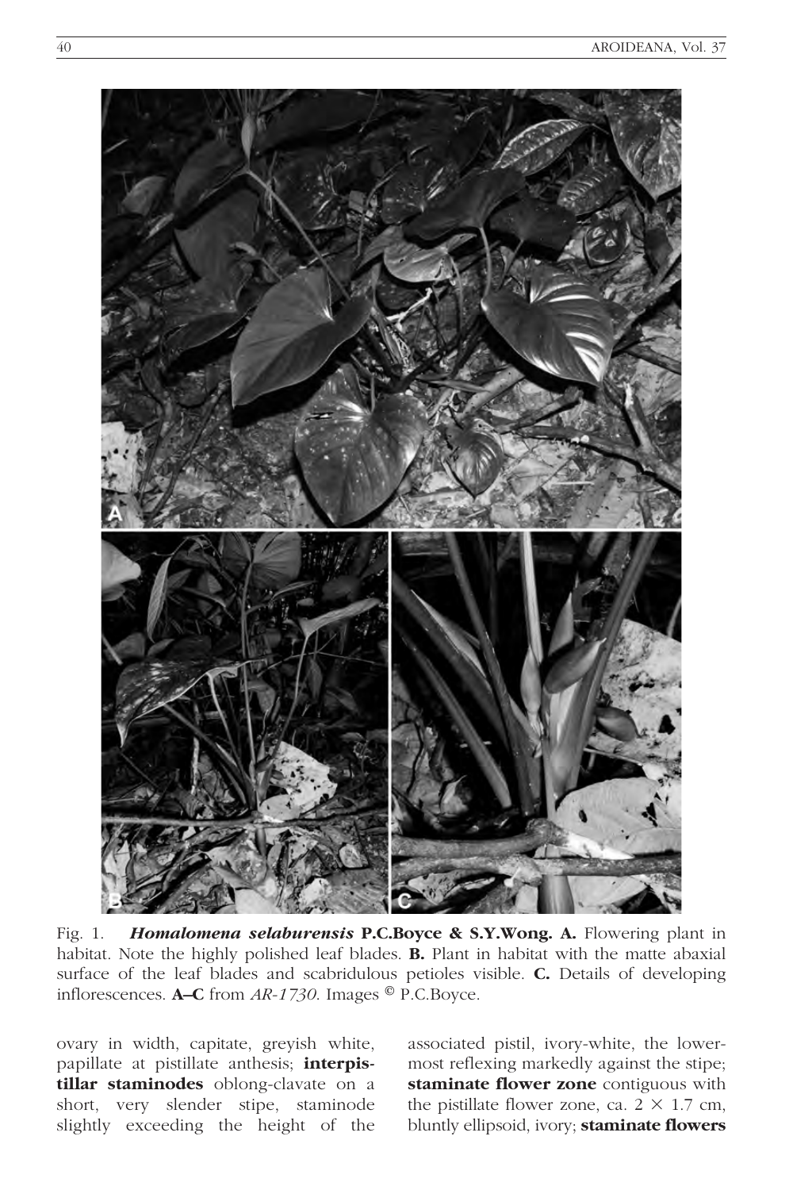Fig. 1. ***Homalomena selaburensis*** **P.C.Boyce & S.Y.Wong. A.** Flowering plant in habitat. Note the highly polished leaf blades. **B.** Plant in habitat with the matte abaxial surface of the leaf blades and scabridulous petioles visible. **C.** Details of developing inflorescences. **A–C** from *AR-1730*. Images © P.C.Boyce.

ovary in width, capitate, greyish white, papillate at pistillate anthesis; **interpistillar staminodes** oblong-clavate on a short, very slender stipe, staminode slightly exceeding the height of the associated pistil, ivory-white, the lowermost reflexing markedly against the stipe; **staminate flower zone** contiguous with the pistillate flower zone, ca. 2 × 1.7 cm, bluntly ellipsoid, ivory; **staminate flowers**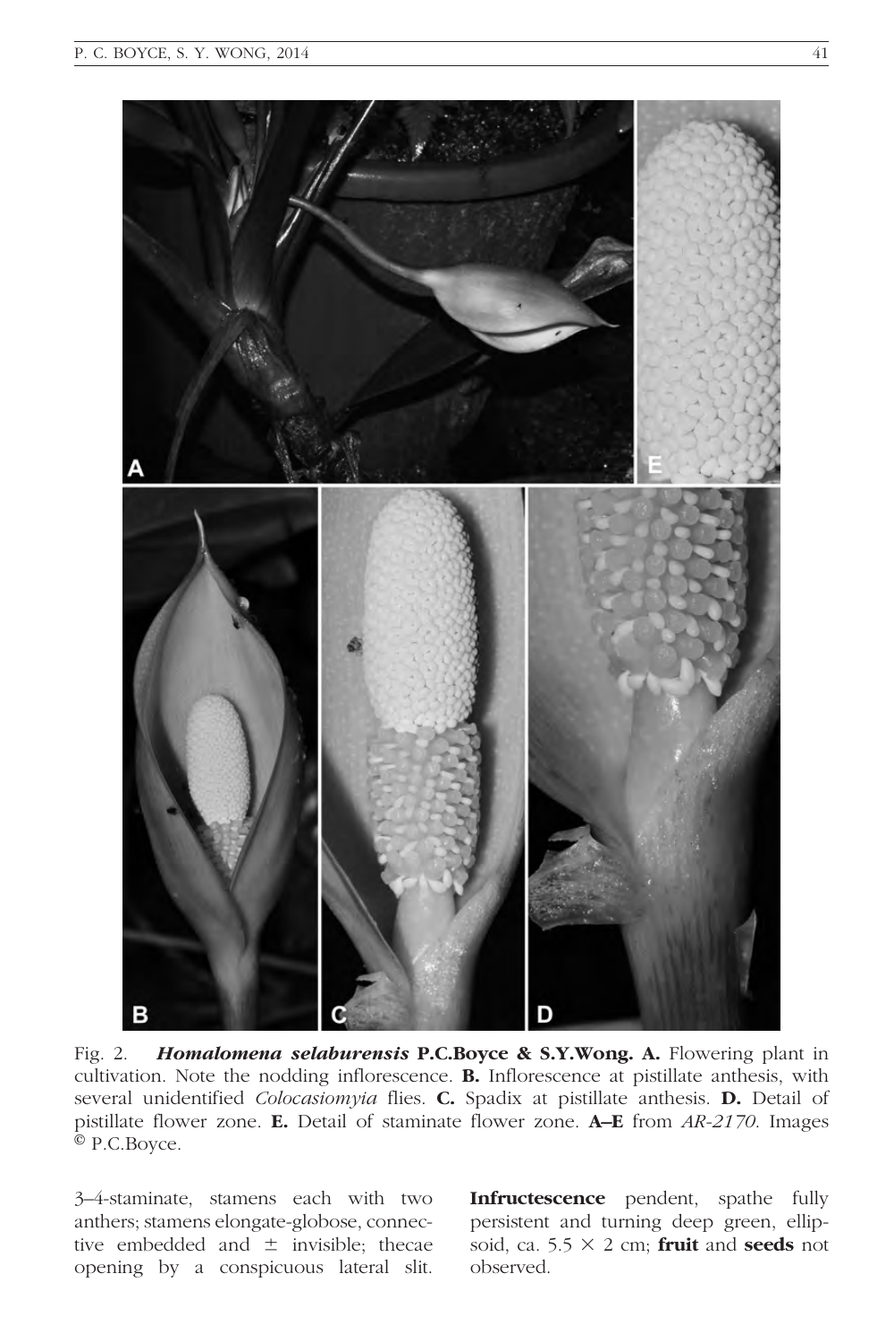Fig. 2. ***Homalomena selaburensis* P.C.Boyce & S.Y.Wong. A.** Flowering plant in cultivation. Note the nodding inflorescence. **B.** Inflorescence at pistillate anthesis, with several unidentified *Colocasiomyia* flies. **C.** Spadix at pistillate anthesis. **D.** Detail of pistillate flower zone. **E.** Detail of staminate flower zone. **A–E** from *AR-2170*. Images © P.C.Boyce.

3–4-staminate, stamens each with two anthers; stamens elongate-globose, connective embedded and ± invisible; thecae opening by a conspicuous lateral slit. **Infructescence** pendent, spathe fully persistent and turning deep green, ellipsoid, ca. 5.5 × 2 cm; **fruit** and **seeds** not observed.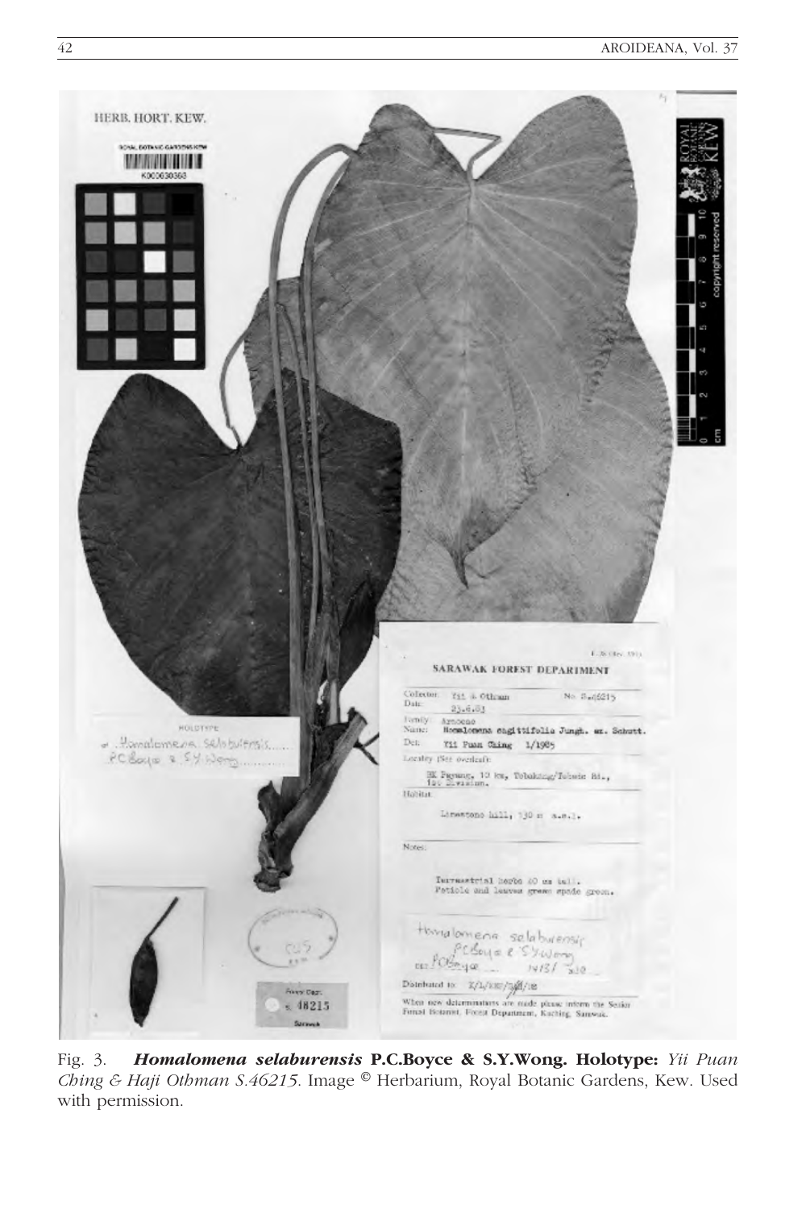Fig. 3. ***Homalomena selaburensis* P.C.Boyce & S.Y.Wong. Holotype:** *Yii Puan Ching & Haji Othman S.46215*. Image © Herbarium, Royal Botanic Gardens, Kew. Used with permission.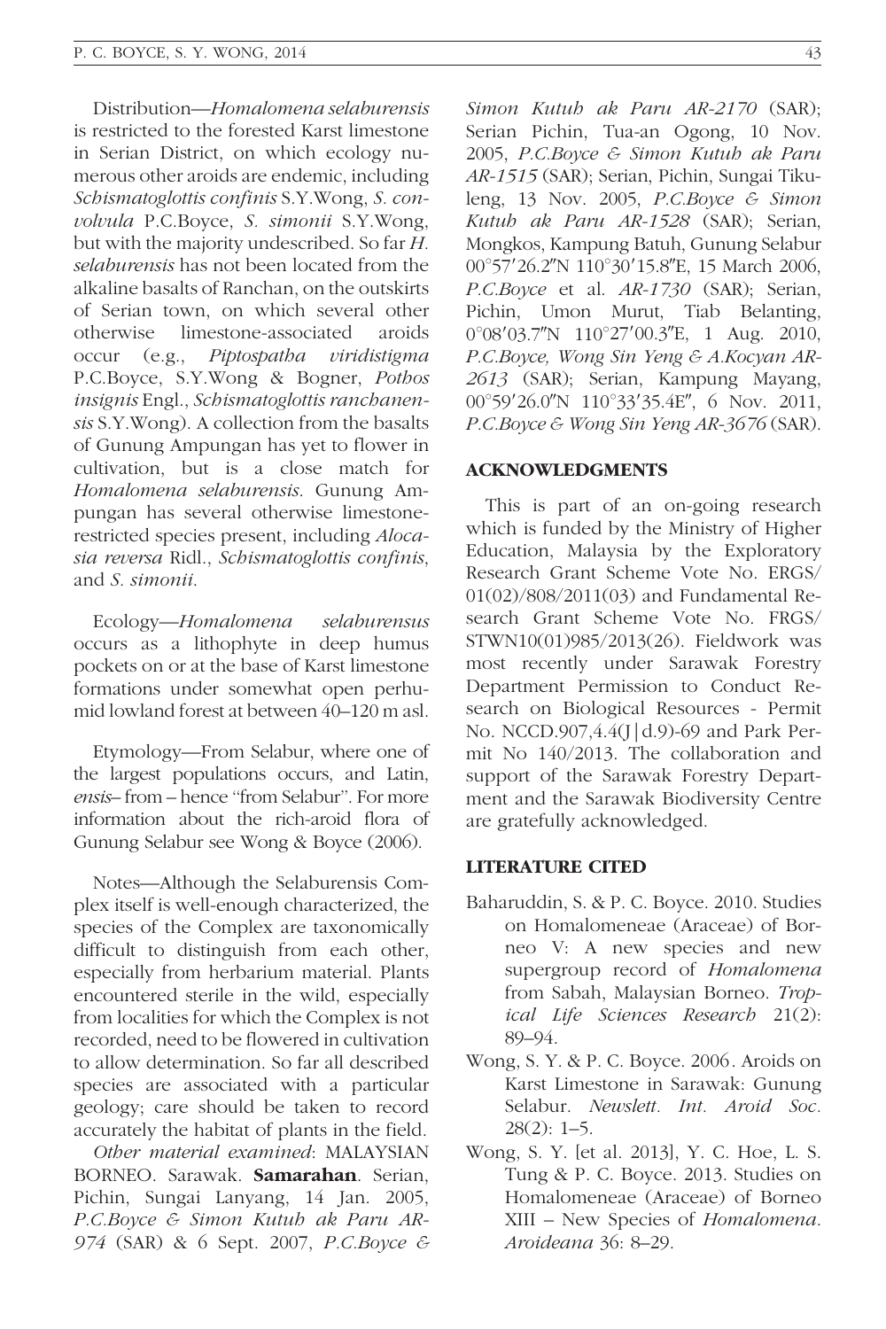Distribution—*Homalomena selaburensis* is restricted to the forested Karst limestone in Serian District, on which ecology numerous other aroids are endemic, including *Schismatoglottis confinis* S.Y.Wong, *S. convolvula* P.C.Boyce, *S. simonii* S.Y.Wong, but with the majority undescribed. So far *H. selaburensis* has not been located from the alkaline basalts of Ranchan, on the outskirts of Serian town, on which several other otherwise limestone-associated aroids occur (e.g., *Piptospatha viridistigma* P.C.Boyce, S.Y.Wong & Bogner, *Pothos insignis* Engl., *Schismatoglottis ranchanensis* S.Y.Wong). A collection from the basalts of Gunung Ampungan has yet to flower in cultivation, but is a close match for *Homalomena selaburensis*. Gunung Ampungan has several otherwise limestone-restricted species present, including *Alocasia reversa* Ridl., *Schismatoglottis confinis*, and *S. simonii*.

Ecology—*Homalomena selaburensus* occurs as a lithophyte in deep humus pockets on or at the base of Karst limestone formations under somewhat open perhumid lowland forest at between 40–120 m asl.

Etymology—From Selabur, where one of the largest populations occurs, and Latin, *ensis*– from – hence "from Selabur". For more information about the rich-aroid flora of Gunung Selabur see Wong & Boyce (2006).

Notes—Although the Selaburensis Complex itself is well-enough characterized, the species of the Complex are taxonomically difficult to distinguish from each other, especially from herbarium material. Plants encountered sterile in the wild, especially from localities for which the Complex is not recorded, need to be flowered in cultivation to allow determination. So far all described species are associated with a particular geology; care should be taken to record accurately the habitat of plants in the field.

*Other material examined*: MALAYSIAN BORNEO. Sarawak. **Samarahan**. Serian, Pichin, Sungai Lanyang, 14 Jan. 2005, *P.C.Boyce & Simon Kutuh ak Paru AR-974* (SAR) & 6 Sept. 2007, *P.C.Boyce & Simon Kutuh ak Paru AR-2170* (SAR); Serian Pichin, Tua-an Ogong, 10 Nov. 2005, *P.C.Boyce & Simon Kutuh ak Paru AR-1515* (SAR); Serian, Pichin, Sungai Tikuleng, 13 Nov. 2005, *P.C.Boyce & Simon Kutuh ak Paru AR-1528* (SAR); Serian, Mongkos, Kampung Batuh, Gunung Selabur 00°57′26.2″N 110°30′15.8″E, 15 March 2006, *P.C.Boyce* et al. *AR-1730* (SAR); Serian, Pichin, Umon Murut, Tiab Belanting, 0°08′03.7″N 110°27′00.3″E, 1 Aug. 2010, *P.C.Boyce, Wong Sin Yeng & A.Kocyan AR-2613* (SAR); Serian, Kampung Mayang, 00°59′26.0″N 110°33′35.4E″, 6 Nov. 2011, *P.C.Boyce & Wong Sin Yeng AR-3676* (SAR).

## ACKNOWLEDGMENTS

This is part of an on-going research which is funded by the Ministry of Higher Education, Malaysia by the Exploratory Research Grant Scheme Vote No. ERGS/01(02)/808/2011(03) and Fundamental Research Grant Scheme Vote No. FRGS/STWN10(01)985/2013(26). Fieldwork was most recently under Sarawak Forestry Department Permission to Conduct Research on Biological Resources - Permit No. NCCD.907,4.4(J|d.9)-69 and Park Permit No 140/2013. The collaboration and support of the Sarawak Forestry Department and the Sarawak Biodiversity Centre are gratefully acknowledged.

## LITERATURE CITED

Baharuddin, S. & P. C. Boyce. 2010. Studies on Homalomeneae (Araceae) of Borneo V: A new species and new supergroup record of *Homalomena* from Sabah, Malaysian Borneo. *Tropical Life Sciences Research* 21(2): 89–94.

Wong, S. Y. & P. C. Boyce. 2006. Aroids on Karst Limestone in Sarawak: Gunung Selabur. *Newslett. Int. Aroid Soc.* 28(2): 1–5.

Wong, S. Y. [et al. 2013], Y. C. Hoe, L. S. Tung & P. C. Boyce. 2013. Studies on Homalomeneae (Araceae) of Borneo XIII – New Species of *Homalomena*. *Aroideana* 36: 8–29.